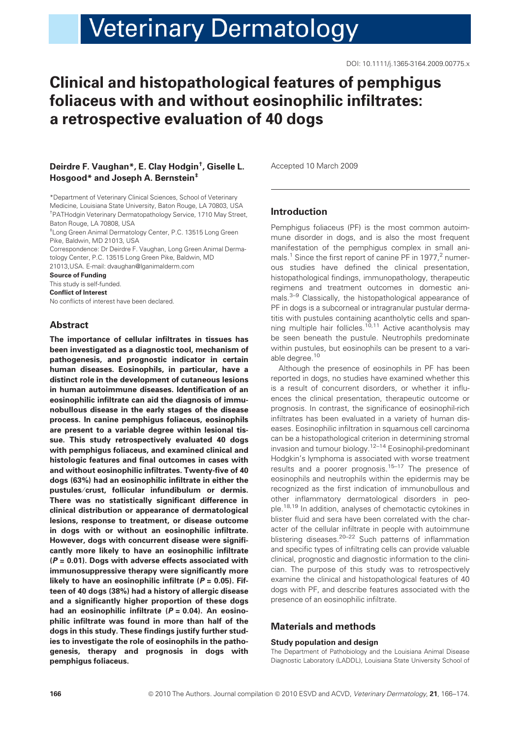DOI: 10.1111/j.1365-3164.2009.00775.x

# Clinical and histopathological features of pemphigus foliaceus with and without eosinophilic infiltrates: a retrospective evaluation of 40 dogs

**Deirdre F. Vaughan\*, E. Clay Hodgin†, Giselle L. Hosgood\* and Joseph A. Bernstein‡**

\*Department of Veterinary Clinical Sciences, School of Veterinary Medicine, Louisiana State University, Baton Rouge, LA 70803, USA
†PATHodgin Veterinary Dermatopathology Service, 1710 May Street, Baton Rouge, LA 70808, USA
‡Long Green Animal Dermatology Center, P.C. 13515 Long Green Pike, Baldwin, MD 21013, USA
Correspondence: Dr Deirdre F. Vaughan, Long Green Animal Dermatology Center, P.C. 13515 Long Green Pike, Baldwin, MD 21013,USA. E-mail: dvaughan@lganimalderm.com

**Source of Funding**
This study is self-funded.

**Conflict of Interest**
No conflicts of interest have been declared.

Accepted 10 March 2009

## Abstract

**The importance of cellular infiltrates in tissues has been investigated as a diagnostic tool, mechanism of pathogenesis, and prognostic indicator in certain human diseases. Eosinophils, in particular, have a distinct role in the development of cutaneous lesions in human autoimmune diseases. Identification of an eosinophilic infiltrate can aid the diagnosis of immunobullous disease in the early stages of the disease process. In canine pemphigus foliaceus, eosinophils are present to a variable degree within lesional tissue. This study retrospectively evaluated 40 dogs with pemphigus foliaceus, and examined clinical and histologic features and final outcomes in cases with and without eosinophilic infiltrates. Twenty-five of 40 dogs (63%) had an eosinophilic infiltrate in either the pustules/crust, follicular infundibulum or dermis. There was no statistically significant difference in clinical distribution or appearance of dermatological lesions, response to treatment, or disease outcome in dogs with or without an eosinophilic infiltrate. However, dogs with concurrent disease were significantly more likely to have an eosinophilic infiltrate ($P = 0.01$). Dogs with adverse effects associated with immunosuppressive therapy were significantly more likely to have an eosinophilic infiltrate ($P = 0.05$). Fifteen of 40 dogs (38%) had a history of allergic disease and a significantly higher proportion of these dogs had an eosinophilic infiltrate ($P = 0.04$). An eosinophilic infiltrate was found in more than half of the dogs in this study. These findings justify further studies to investigate the role of eosinophils in the pathogenesis, therapy and prognosis in dogs with pemphigus foliaceus.**

## Introduction

Pemphigus foliaceus (PF) is the most common autoimmune disorder in dogs, and is also the most frequent manifestation of the pemphigus complex in small animals.[1] Since the first report of canine PF in 1977,[2] numerous studies have defined the clinical presentation, histopathological findings, immunopathology, therapeutic regimens and treatment outcomes in domestic animals.[3–9] Classically, the histopathological appearance of PF in dogs is a subcorneal or intragranular pustular dermatitis with pustules containing acantholytic cells and spanning multiple hair follicles.[10,11] Active acantholysis may be seen beneath the pustule. Neutrophils predominate within pustules, but eosinophils can be present to a variable degree.[10]

Although the presence of eosinophils in PF has been reported in dogs, no studies have examined whether this is a result of concurrent disorders, or whether it influences the clinical presentation, therapeutic outcome or prognosis. In contrast, the significance of eosinophil-rich infiltrates has been evaluated in a variety of human diseases. Eosinophilic infiltration in squamous cell carcinoma can be a histopathological criterion in determining stromal invasion and tumour biology.[12–14] Eosinophil-predominant Hodgkin's lymphoma is associated with worse treatment results and a poorer prognosis.[15–17] The presence of eosinophils and neutrophils within the epidermis may be recognized as the first indication of immunobullous and other inflammatory dermatological disorders in people.[18,19] In addition, analyses of chemotactic cytokines in blister fluid and sera have been correlated with the character of the cellular infiltrate in people with autoimmune blistering diseases.[20–22] Such patterns of inflammation and specific types of infiltrating cells can provide valuable clinical, prognostic and diagnostic information to the clinician. The purpose of this study was to retrospectively examine the clinical and histopathological features of 40 dogs with PF, and describe features associated with the presence of an eosinophilic infiltrate.

## Materials and methods

### Study population and design

The Department of Pathobiology and the Louisiana Animal Disease Diagnostic Laboratory (LADDL), Louisiana State University School of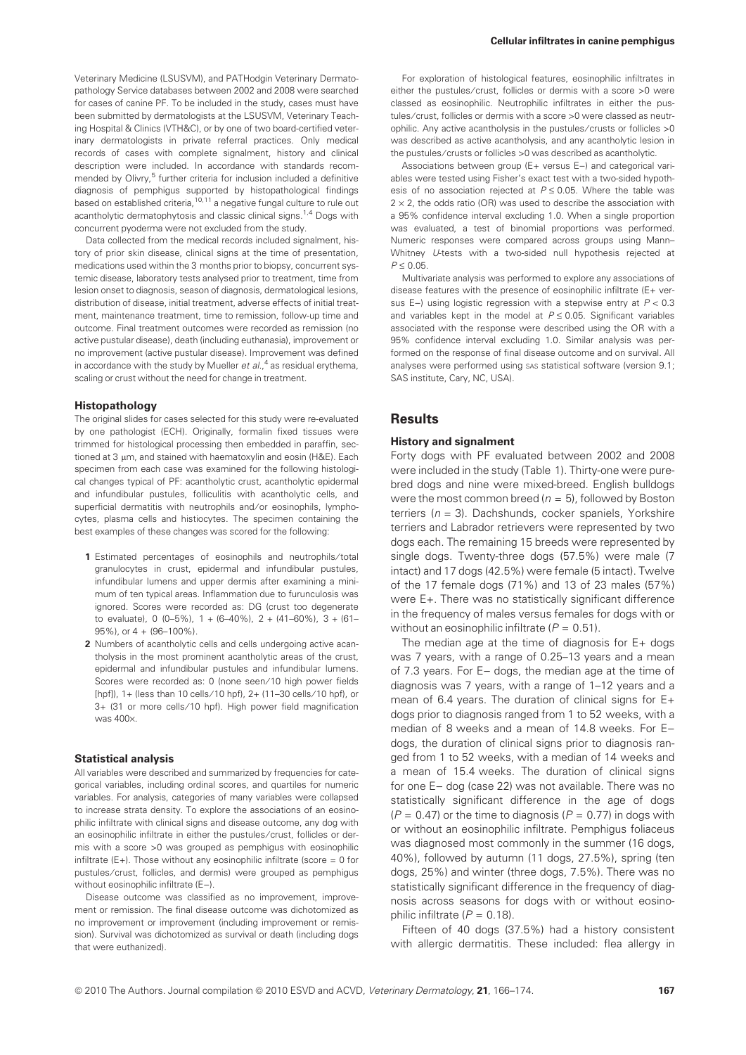Veterinary Medicine (LSUSVM), and PATHodgin Veterinary Dermatopathology Service databases between 2002 and 2008 were searched for cases of canine PF. To be included in the study, cases must have been submitted by dermatologists at the LSUSVM, Veterinary Teaching Hospital & Clinics (VTH&C), or by one of two board-certified veterinary dermatologists in private referral practices. Only medical records of cases with complete signalment, history and clinical description were included. In accordance with standards recommended by Olivry,[5] further criteria for inclusion included a definitive diagnosis of pemphigus supported by histopathological findings based on established criteria,[10,11] a negative fungal culture to rule out acantholytic dermatophytosis and classic clinical signs.[1,4] Dogs with concurrent pyoderma were not excluded from the study.

Data collected from the medical records included signalment, history of prior skin disease, clinical signs at the time of presentation, medications used within the 3 months prior to biopsy, concurrent systemic disease, laboratory tests analysed prior to treatment, time from lesion onset to diagnosis, season of diagnosis, dermatological lesions, distribution of disease, initial treatment, adverse effects of initial treatment, maintenance treatment, time to remission, follow-up time and outcome. Final treatment outcomes were recorded as remission (no active pustular disease), death (including euthanasia), improvement or no improvement (active pustular disease). Improvement was defined in accordance with the study by Mueller *et al.*,[4] as residual erythema, scaling or crust without the need for change in treatment.

### Histopathology

The original slides for cases selected for this study were re-evaluated by one pathologist (ECH). Originally, formalin fixed tissues were trimmed for histological processing then embedded in paraffin, sectioned at 3 μm, and stained with haematoxylin and eosin (H&E). Each specimen from each case was examined for the following histological changes typical of PF: acantholytic crust, acantholytic epidermal and infundibular pustules, folliculitis with acantholytic cells, and superficial dermatitis with neutrophils and/or eosinophils, lymphocytes, plasma cells and histiocytes. The specimen containing the best examples of these changes was scored for the following:

1. Estimated percentages of eosinophils and neutrophils/total granulocytes in crust, epidermal and infundibular pustules, infundibular lumens and upper dermis after examining a minimum of ten typical areas. Inflammation due to furunculosis was ignored. Scores were recorded as: DG (crust too degenerate to evaluate), 0 (0–5%), 1 + (6–40%), 2 + (41–60%), 3 + (61–95%), or 4 + (96–100%).
2. Numbers of acantholytic cells and cells undergoing active acantholysis in the most prominent acantholytic areas of the crust, epidermal and infundibular pustules and infundibular lumens. Scores were recorded as: 0 (none seen/10 high power fields [hpf]), 1+ (less than 10 cells/10 hpf), 2+ (11–30 cells/10 hpf), or 3+ (31 or more cells/10 hpf). High power field magnification was 400×.

### Statistical analysis

All variables were described and summarized by frequencies for categorical variables, including ordinal scores, and quartiles for numeric variables. For analysis, categories of many variables were collapsed to increase strata density. To explore the associations of an eosinophilic infiltrate with clinical signs and disease outcome, any dog with an eosinophilic infiltrate in either the pustules/crust, follicles or dermis with a score >0 was grouped as pemphigus with eosinophilic infiltrate (E+). Those without any eosinophilic infiltrate (score = 0 for pustules/crust, follicles, and dermis) were grouped as pemphigus without eosinophilic infiltrate (E−).

Disease outcome was classified as no improvement, improvement or remission. The final disease outcome was dichotomized as no improvement or improvement (including improvement or remission). Survival was dichotomized as survival or death (including dogs that were euthanized).

For exploration of histological features, eosinophilic infiltrates in either the pustules/crust, follicles or dermis with a score >0 were classed as eosinophilic. Neutrophilic infiltrates in either the pustules/crust, follicles or dermis with a score >0 were classed as neutrophilic. Any active acantholysis in the pustules/crusts or follicles >0 was described as active acantholysis, and any acantholytic lesion in the pustules/crusts or follicles >0 was described as acantholytic.

Associations between group (E+ versus E−) and categorical variables were tested using Fisher's exact test with a two-sided hypothesis of no association rejected at $P \leq 0.05$. Where the table was $2 \times 2$, the odds ratio (OR) was used to describe the association with a 95% confidence interval excluding 1.0. When a single proportion was evaluated, a test of binomial proportions was performed. Numeric responses were compared across groups using Mann–Whitney *U*-tests with a two-sided null hypothesis rejected at $P \leq 0.05$.

Multivariate analysis was performed to explore any associations of disease features with the presence of eosinophilic infiltrate (E+ versus E−) using logistic regression with a stepwise entry at $P < 0.3$ and variables kept in the model at $P \leq 0.05$. Significant variables associated with the response were described using the OR with a 95% confidence interval excluding 1.0. Similar analysis was performed on the response of final disease outcome and on survival. All analyses were performed using SAS statistical software (version 9.1; SAS institute, Cary, NC, USA).

## Results

### History and signalment

Forty dogs with PF evaluated between 2002 and 2008 were included in the study (Table 1). Thirty-one were purebred dogs and nine were mixed-breed. English bulldogs were the most common breed ($n = 5$), followed by Boston terriers ($n = 3$). Dachshunds, cocker spaniels, Yorkshire terriers and Labrador retrievers were represented by two dogs each. The remaining 15 breeds were represented by single dogs. Twenty-three dogs (57.5%) were male (7 intact) and 17 dogs (42.5%) were female (5 intact). Twelve of the 17 female dogs (71%) and 13 of 23 males (57%) were E+. There was no statistically significant difference in the frequency of males versus females for dogs with or without an eosinophilic infiltrate ($P = 0.51$).

The median age at the time of diagnosis for E+ dogs was 7 years, with a range of 0.25–13 years and a mean of 7.3 years. For E− dogs, the median age at the time of diagnosis was 7 years, with a range of 1–12 years and a mean of 6.4 years. The duration of clinical signs for E+ dogs prior to diagnosis ranged from 1 to 52 weeks, with a median of 8 weeks and a mean of 14.8 weeks. For E− dogs, the duration of clinical signs prior to diagnosis ranged from 1 to 52 weeks, with a median of 14 weeks and a mean of 15.4 weeks. The duration of clinical signs for one E− dog (case 22) was not available. There was no statistically significant difference in the age of dogs ($P = 0.47$) or the time to diagnosis ($P = 0.77$) in dogs with or without an eosinophilic infiltrate. Pemphigus foliaceus was diagnosed most commonly in the summer (16 dogs, 40%), followed by autumn (11 dogs, 27.5%), spring (ten dogs, 25%) and winter (three dogs, 7.5%). There was no statistically significant difference in the frequency of diagnosis across seasons for dogs with or without eosinophilic infiltrate ($P = 0.18$).

Fifteen of 40 dogs (37.5%) had a history consistent with allergic dermatitis. These included: flea allergy in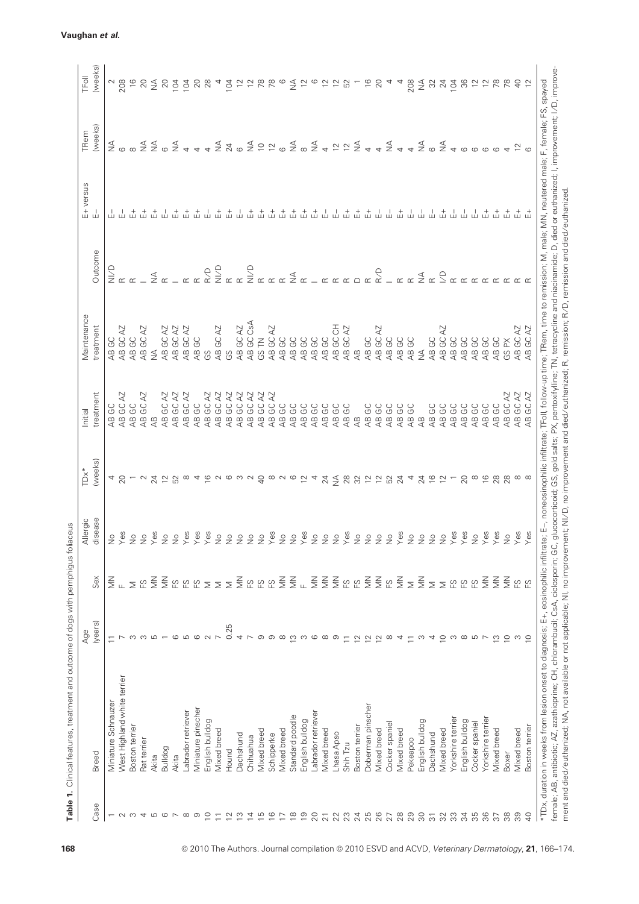**Table 1.** Clinical features, treatment and outcome of dogs with pemphigus foliaceus

| Case | Breed | Age (years) | Sex | Allergic disease | TDx* (weeks) | Initial treatment | Maintenance treatment | Outcome | E+ versus E– | TRem (weeks) | TFoll (weeks) |
|---|---|---|---|---|---|---|---|---|---|---|---|
| 1 | Miniature Schnauzer | 11 | MN | No | 4 | AB GC | AB GC | NI/D | E– | NA | 2 |
| 2 | West Highland white terrier | 7 | F | Yes | 20 | AB GC AZ | AB GC AZ | R | E– | 6 | 208 |
| 3 | Boston terrier | 3 | M | No | 1 | AB GC | AB GC | R | E+ | 8 | 16 |
| 4 | Rat terrier | 3 | FS | No | 2 | AB GC AZ | AB GC AZ | I | E+ | NA | 20 |
| 5 | Akita | 5 | MN | Yes | 24 | AB | NA | NA | E+ | NA | NA |
| 6 | Bulldog | 1 | MN | No | 12 | AB GC AZ | AB GC AZ | R | E– | 6 | 20 |
| 7 | Akita | 6 | FS | No | 52 | AB GC AZ | AB GC AZ | I | E+ | NA | 104 |
| 8 | Labrador retriever | 5 | FS | Yes | 8 | AB GC AZ | AB GC AZ | R | E+ | 4 | 104 |
| 9 | Miniature pinscher | 6 | FS | Yes | 4 | AB GC | AB GC | R | E+ | 4 | 20 |
| 10 | English bulldog | 2 | M | Yes | 16 | AB GC AZ | GS | R/D | E– | 4 | 28 |
| 11 | Mixed breed | 7 | M | No | 2 | AB GC AZ | AB GC AZ | NI/D | E+ | NA | 4 |
| 12 | Hound | 0.25 | M | No | 6 | AB GC AZ | GS | R | E+ | 24 | 104 |
| 13 | Dachshund | 4 | MN | No | 3 | AB GC AZ | AB GC AZ | R | E– | 6 | 12 |
| 14 | Chihuahua | 7 | FS | No | 2 | AB GC AZ | AB GC CsA | NI/D | E+ | NA | 12 |
| 15 | Mixed breed | 9 | FS | No | 40 | AB GC AZ | GS TN | R | E+ | 10 | 78 |
| 16 | Schipperke | 9 | FS | Yes | 8 | AB GC AZ | AB GC AZ | R | E+ | 12 | 78 |
| 17 | Mixed breed | 8 | MN | No | 2 | AB GC | AB GC | R | E+ | 6 | 6 |
| 18 | Standard poodle | 13 | MN | No | 6 | AB GC | AB GC | NA | E+ | NA | NA |
| 19 | English bulldog | 3 | F | Yes | 12 | AB GC | AB GC | R | E+ | 8 | 12 |
| 20 | Labrador retriever | 6 | MN | No | 4 | AB GC | AB GC | I | E+ | NA | 6 |
| 21 | Mixed breed | 8 | MN | No | 24 | AB GC | AB GC | R | E– | 4 | 12 |
| 22 | Lhasa Apso | 9 | MN | No | NA | AB GC | AB GC CH | R | E– | 12 | 12 |
| 23 | Shih Tzu | 11 | FS | Yes | 28 | AB GC | AB GC AZ | R | E+ | 12 | 52 |
| 24 | Boston terrier | 12 | FS | No | 32 | AB | AB | D | E+ | NA | 1 |
| 25 | Doberman pinscher | 12 | MN | No | 12 | AB GC | AB GC | R | E+ | 4 | 16 |
| 26 | Mixed breed | 12 | MN | No | 12 | AB GC | AB GC AZ | R/D | E– | 4 | 20 |
| 27 | Cocker spaniel | 8 | FS | No | 52 | AB GC | AB GC | I | E– | NA | 4 |
| 28 | Mixed breed | 4 | MN | Yes | 24 | AB GC | AB GC | R | E+ | 4 | 4 |
| 29 | Pekeapoo | 11 | M | No | 4 | AB GC | AB GC | R | E– | 4 | 208 |
| 30 | English bulldog | 3 | MN | No | 24 | AB | NA | NA | E– | NA | NA |
| 31 | Dachshund | 4 | M | No | 16 | AB GC | AB GC | R | E– | 6 | 32 |
| 32 | Mixed breed | 10 | M | No | 12 | AB GC | AB GC AZ | I/D | E+ | NA | 24 |
| 33 | Yorkshire terrier | 3 | FS | Yes | 1 | AB GC | AB GC | R | E– | 4 | 104 |
| 34 | English bulldog | 8 | FS | Yes | 20 | AB GC | AB GC | R | E– | 6 | 36 |
| 35 | Cocker spaniel | 5 | FS | No | 8 | AB GC | AB GC | R | E– | 6 | 12 |
| 36 | Yorkshire terrier | 7 | MN | Yes | 16 | AB GC | AB GC | R | E+ | 6 | 12 |
| 37 | Mixed breed | 13 | MN | Yes | 28 | AB GC | AB GC | R | E+ | 6 | 78 |
| 38 | Boxer | 10 | MN | No | 28 | AB GC AZ | GS PX | R | E+ | 4 | 78 |
| 39 | Mixed breed | 3 | FS | Yes | 8 | AB GC AZ | AB GC AZ | R | E+ | 12 | 40 |
| 40 | Boston terrier | 10 | FS | Yes | 8 | AB GC AZ | AB GC AZ | R | E+ | 6 | 12 |

*TDx, duration in weeks from lesion onset to diagnosis; E+, eosinophilic infiltrate; E–, noneosinophilic infiltrate; TFoll, follow-up time; TRem, time to remission; M, male; MN, neutered male; F, female; FS, spayed female; AB, antibiotic; AZ, azathioprine; CH, chlorambucil; CsA, ciclosporin; GC, glucocorticoid; GS, gold salts; PX, pentoxifylline; TN, tetracycline and niacinamide; D, died or euthanized; I, improvement; I/D, improvement and died/euthanized; NA, not available or not applicable; NI, no improvement; NI/D, no improvement and died/euthanized; R, remission; R/D, remission and died/euthanized.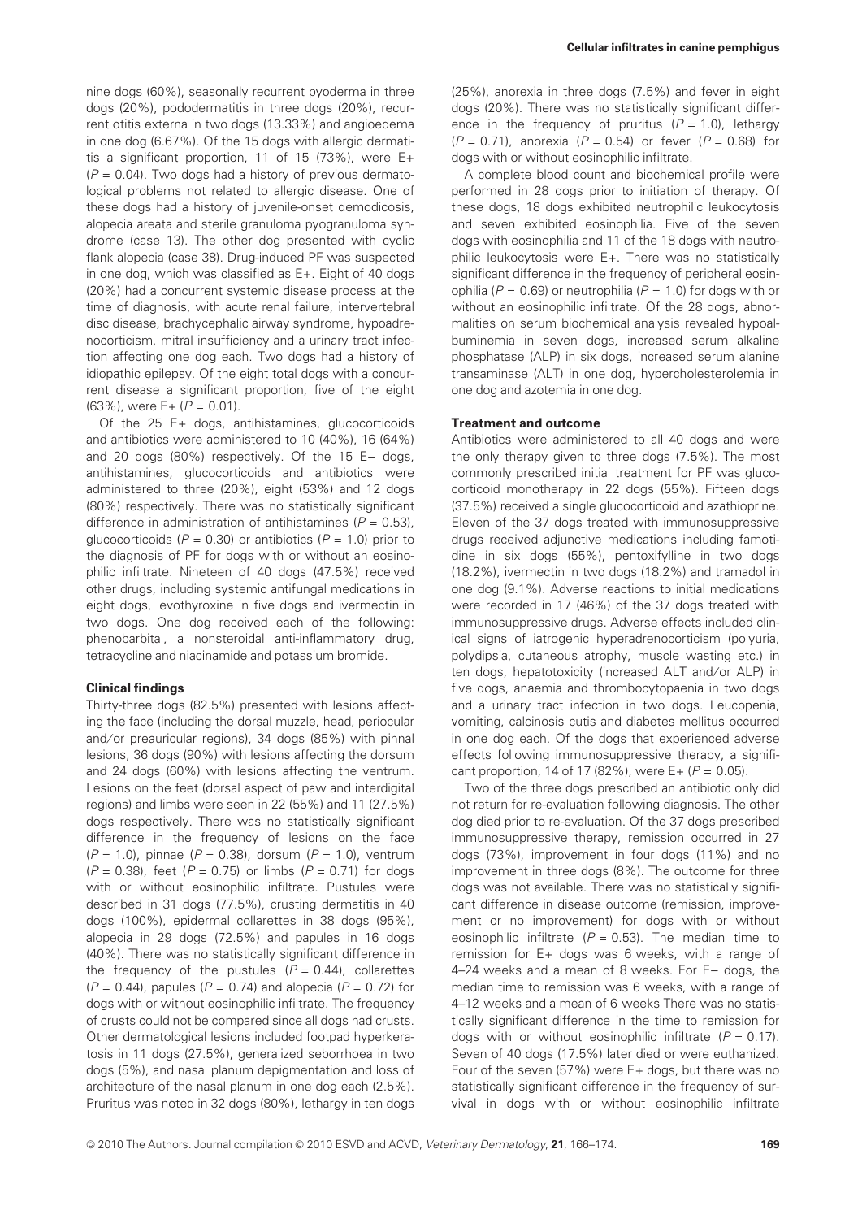nine dogs (60%), seasonally recurrent pyoderma in three dogs (20%), pododermatitis in three dogs (20%), recurrent otitis externa in two dogs (13.33%) and angioedema in one dog (6.67%). Of the 15 dogs with allergic dermatitis a significant proportion, 11 of 15 (73%), were E+ ($P = 0.04$). Two dogs had a history of previous dermatological problems not related to allergic disease. One of these dogs had a history of juvenile-onset demodicosis, alopecia areata and sterile granuloma pyogranuloma syndrome (case 13). The other dog presented with cyclic flank alopecia (case 38). Drug-induced PF was suspected in one dog, which was classified as E+. Eight of 40 dogs (20%) had a concurrent systemic disease process at the time of diagnosis, with acute renal failure, intervertebral disc disease, brachycephalic airway syndrome, hypoadrenocorticism, mitral insufficiency and a urinary tract infection affecting one dog each. Two dogs had a history of idiopathic epilepsy. Of the eight total dogs with a concurrent disease a significant proportion, five of the eight (63%), were E+ ($P = 0.01$).

Of the 25 E+ dogs, antihistamines, glucocorticoids and antibiotics were administered to 10 (40%), 16 (64%) and 20 dogs (80%) respectively. Of the 15 E– dogs, antihistamines, glucocorticoids and antibiotics were administered to three (20%), eight (53%) and 12 dogs (80%) respectively. There was no statistically significant difference in administration of antihistamines ($P = 0.53$), glucocorticoids ($P = 0.30$) or antibiotics ($P = 1.0$) prior to the diagnosis of PF for dogs with or without an eosinophilic infiltrate. Nineteen of 40 dogs (47.5%) received other drugs, including systemic antifungal medications in eight dogs, levothyroxine in five dogs and ivermectin in two dogs. One dog received each of the following: phenobarbital, a nonsteroidal anti-inflammatory drug, tetracycline and niacinamide and potassium bromide.

### Clinical findings

Thirty-three dogs (82.5%) presented with lesions affecting the face (including the dorsal muzzle, head, periocular and/or preauricular regions), 34 dogs (85%) with pinnal lesions, 36 dogs (90%) with lesions affecting the dorsum and 24 dogs (60%) with lesions affecting the ventrum. Lesions on the feet (dorsal aspect of paw and interdigital regions) and limbs were seen in 22 (55%) and 11 (27.5%) dogs respectively. There was no statistically significant difference in the frequency of lesions on the face ($P = 1.0$), pinnae ($P = 0.38$), dorsum ($P = 1.0$), ventrum ($P = 0.38$), feet ($P = 0.75$) or limbs ($P = 0.71$) for dogs with or without eosinophilic infiltrate. Pustules were described in 31 dogs (77.5%), crusting dermatitis in 40 dogs (100%), epidermal collarettes in 38 dogs (95%), alopecia in 29 dogs (72.5%) and papules in 16 dogs (40%). There was no statistically significant difference in the frequency of the pustules ($P = 0.44$), collarettes ($P = 0.44$), papules ($P = 0.74$) and alopecia ($P = 0.72$) for dogs with or without eosinophilic infiltrate. The frequency of crusts could not be compared since all dogs had crusts. Other dermatological lesions included footpad hyperkeratosis in 11 dogs (27.5%), generalized seborrhoea in two dogs (5%), and nasal planum depigmentation and loss of architecture of the nasal planum in one dog each (2.5%). Pruritus was noted in 32 dogs (80%), lethargy in ten dogs (25%), anorexia in three dogs (7.5%) and fever in eight dogs (20%). There was no statistically significant difference in the frequency of pruritus ($P = 1.0$), lethargy ($P = 0.71$), anorexia ($P = 0.54$) or fever ($P = 0.68$) for dogs with or without eosinophilic infiltrate.

A complete blood count and biochemical profile were performed in 28 dogs prior to initiation of therapy. Of these dogs, 18 dogs exhibited neutrophilic leukocytosis and seven exhibited eosinophilia. Five of the seven dogs with eosinophilia and 11 of the 18 dogs with neutrophilic leukocytosis were E+. There was no statistically significant difference in the frequency of peripheral eosinophilia ($P = 0.69$) or neutrophilia ($P = 1.0$) for dogs with or without an eosinophilic infiltrate. Of the 28 dogs, abnormalities on serum biochemical analysis revealed hypoalbuminemia in seven dogs, increased serum alkaline phosphatase (ALP) in six dogs, increased serum alanine transaminase (ALT) in one dog, hypercholesterolemia in one dog and azotemia in one dog.

### Treatment and outcome

Antibiotics were administered to all 40 dogs and were the only therapy given to three dogs (7.5%). The most commonly prescribed initial treatment for PF was glucocorticoid monotherapy in 22 dogs (55%). Fifteen dogs (37.5%) received a single glucocorticoid and azathioprine. Eleven of the 37 dogs treated with immunosuppressive drugs received adjunctive medications including famotidine in six dogs (55%), pentoxifylline in two dogs (18.2%), ivermectin in two dogs (18.2%) and tramadol in one dog (9.1%). Adverse reactions to initial medications were recorded in 17 (46%) of the 37 dogs treated with immunosuppressive drugs. Adverse effects included clinical signs of iatrogenic hyperadrenocorticism (polyuria, polydipsia, cutaneous atrophy, muscle wasting etc.) in ten dogs, hepatotoxicity (increased ALT and/or ALP) in five dogs, anaemia and thrombocytopaenia in two dogs and a urinary tract infection in two dogs. Leucopenia, vomiting, calcinosis cutis and diabetes mellitus occurred in one dog each. Of the dogs that experienced adverse effects following immunosuppressive therapy, a significant proportion, 14 of 17 (82%), were E+ ($P = 0.05$).

Two of the three dogs prescribed an antibiotic only did not return for re-evaluation following diagnosis. The other dog died prior to re-evaluation. Of the 37 dogs prescribed immunosuppressive therapy, remission occurred in 27 dogs (73%), improvement in four dogs (11%) and no improvement in three dogs (8%). The outcome for three dogs was not available. There was no statistically significant difference in disease outcome (remission, improvement or no improvement) for dogs with or without eosinophilic infiltrate ($P = 0.53$). The median time to remission for E+ dogs was 6 weeks, with a range of 4–24 weeks and a mean of 8 weeks. For E– dogs, the median time to remission was 6 weeks, with a range of 4–12 weeks and a mean of 6 weeks There was no statistically significant difference in the time to remission for dogs with or without eosinophilic infiltrate ($P = 0.17$). Seven of 40 dogs (17.5%) later died or were euthanized. Four of the seven (57%) were E+ dogs, but there was no statistically significant difference in the frequency of survival in dogs with or without eosinophilic infiltrate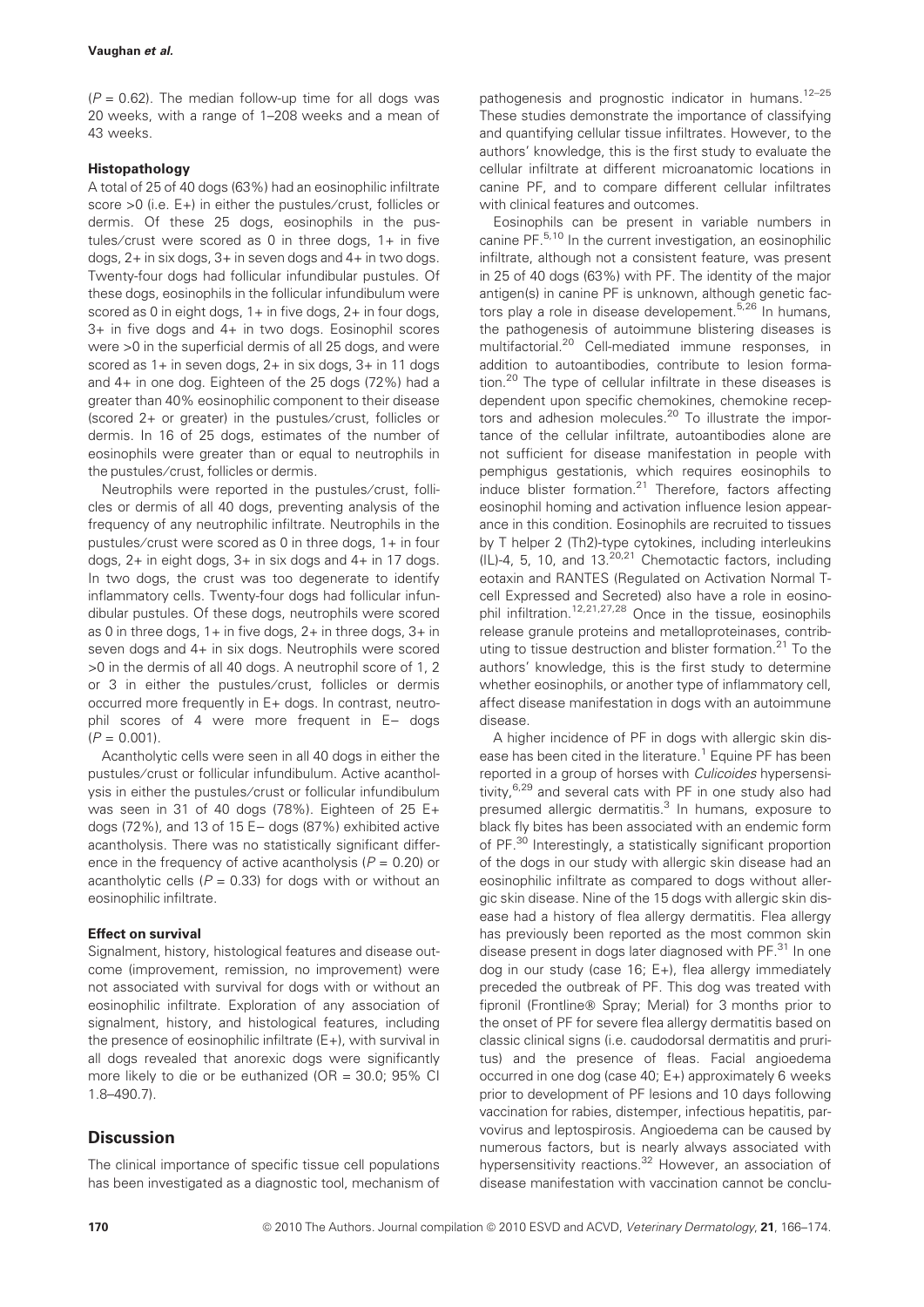($P = 0.62$). The median follow-up time for all dogs was 20 weeks, with a range of 1–208 weeks and a mean of 43 weeks.

### Histopathology

A total of 25 of 40 dogs (63%) had an eosinophilic infiltrate score >0 (i.e. E+) in either the pustules/crust, follicles or dermis. Of these 25 dogs, eosinophils in the pustules/crust were scored as 0 in three dogs, 1+ in five dogs, 2+ in six dogs, 3+ in seven dogs and 4+ in two dogs. Twenty-four dogs had follicular infundibular pustules. Of these dogs, eosinophils in the follicular infundibulum were scored as 0 in eight dogs, 1+ in five dogs, 2+ in four dogs, 3+ in five dogs and 4+ in two dogs. Eosinophil scores were >0 in the superficial dermis of all 25 dogs, and were scored as 1+ in seven dogs, 2+ in six dogs, 3+ in 11 dogs and 4+ in one dog. Eighteen of the 25 dogs (72%) had a greater than 40% eosinophilic component to their disease (scored 2+ or greater) in the pustules/crust, follicles or dermis. In 16 of 25 dogs, estimates of the number of eosinophils were greater than or equal to neutrophils in the pustules/crust, follicles or dermis.

Neutrophils were reported in the pustules/crust, follicles or dermis of all 40 dogs, preventing analysis of the frequency of any neutrophilic infiltrate. Neutrophils in the pustules/crust were scored as 0 in three dogs, 1+ in four dogs, 2+ in eight dogs, 3+ in six dogs and 4+ in 17 dogs. In two dogs, the crust was too degenerate to identify inflammatory cells. Twenty-four dogs had follicular infundibular pustules. Of these dogs, neutrophils were scored as 0 in three dogs, 1+ in five dogs, 2+ in three dogs, 3+ in seven dogs and 4+ in six dogs. Neutrophils were scored >0 in the dermis of all 40 dogs. A neutrophil score of 1, 2 or 3 in either the pustules/crust, follicles or dermis occurred more frequently in E+ dogs. In contrast, neutrophil scores of 4 were more frequent in E− dogs ($P = 0.001$).

Acantholytic cells were seen in all 40 dogs in either the pustules/crust or follicular infundibulum. Active acantholysis in either the pustules/crust or follicular infundibulum was seen in 31 of 40 dogs (78%). Eighteen of 25 E+ dogs (72%), and 13 of 15 E− dogs (87%) exhibited active acantholysis. There was no statistically significant difference in the frequency of active acantholysis ($P = 0.20$) or acantholytic cells ($P = 0.33$) for dogs with or without an eosinophilic infiltrate.

### Effect on survival

Signalment, history, histological features and disease outcome (improvement, remission, no improvement) were not associated with survival for dogs with or without an eosinophilic infiltrate. Exploration of any association of signalment, history, and histological features, including the presence of eosinophilic infiltrate (E+), with survival in all dogs revealed that anorexic dogs were significantly more likely to die or be euthanized (OR = 30.0; 95% CI 1.8–490.7).

## Discussion

The clinical importance of specific tissue cell populations has been investigated as a diagnostic tool, mechanism of pathogenesis and prognostic indicator in humans.[12–25] These studies demonstrate the importance of classifying and quantifying cellular tissue infiltrates. However, to the authors' knowledge, this is the first study to evaluate the cellular infiltrate at different microanatomic locations in canine PF, and to compare different cellular infiltrates with clinical features and outcomes.

Eosinophils can be present in variable numbers in canine PF.[5,10] In the current investigation, an eosinophilic infiltrate, although not a consistent feature, was present in 25 of 40 dogs (63%) with PF. The identity of the major antigen(s) in canine PF is unknown, although genetic factors play a role in disease developement.[5,26] In humans, the pathogenesis of autoimmune blistering diseases is multifactorial.[20] Cell-mediated immune responses, in addition to autoantibodies, contribute to lesion formation.[20] The type of cellular infiltrate in these diseases is dependent upon specific chemokines, chemokine receptors and adhesion molecules.[20] To illustrate the importance of the cellular infiltrate, autoantibodies alone are not sufficient for disease manifestation in people with pemphigus gestationis, which requires eosinophils to induce blister formation.[21] Therefore, factors affecting eosinophil homing and activation influence lesion appearance in this condition. Eosinophils are recruited to tissues by T helper 2 (Th2)-type cytokines, including interleukins (IL)-4, 5, 10, and 13.[20,21] Chemotactic factors, including eotaxin and RANTES (Regulated on Activation Normal T-cell Expressed and Secreted) also have a role in eosinophil infiltration.[12,21,27,28] Once in the tissue, eosinophils release granule proteins and metalloproteinases, contributing to tissue destruction and blister formation.[21] To the authors' knowledge, this is the first study to determine whether eosinophils, or another type of inflammatory cell, affect disease manifestation in dogs with an autoimmune disease.

A higher incidence of PF in dogs with allergic skin disease has been cited in the literature.[1] Equine PF has been reported in a group of horses with *Culicoides* hypersensitivity,[6,29] and several cats with PF in one study also had presumed allergic dermatitis.[3] In humans, exposure to black fly bites has been associated with an endemic form of PF.[30] Interestingly, a statistically significant proportion of the dogs in our study with allergic skin disease had an eosinophilic infiltrate as compared to dogs without allergic skin disease. Nine of the 15 dogs with allergic skin disease had a history of flea allergy dermatitis. Flea allergy has previously been reported as the most common skin disease present in dogs later diagnosed with PF.[31] In one dog in our study (case 16; E+), flea allergy immediately preceded the outbreak of PF. This dog was treated with fipronil (Frontline® Spray; Merial) for 3 months prior to the onset of PF for severe flea allergy dermatitis based on classic clinical signs (i.e. caudodorsal dermatitis and pruritus) and the presence of fleas. Facial angioedema occurred in one dog (case 40; E+) approximately 6 weeks prior to development of PF lesions and 10 days following vaccination for rabies, distemper, infectious hepatitis, parvovirus and leptospirosis. Angioedema can be caused by numerous factors, but is nearly always associated with hypersensitivity reactions.[32] However, an association of disease manifestation with vaccination cannot be conclu-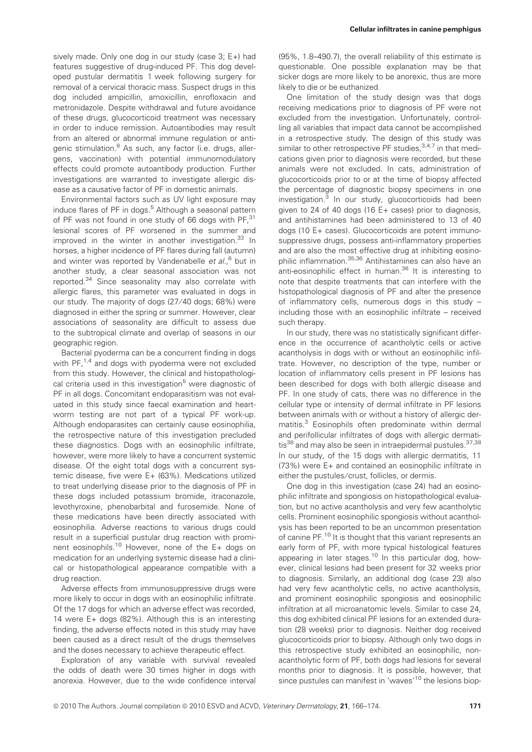sively made. Only one dog in our study (case 3; E+) had features suggestive of drug-induced PF. This dog developed pustular dermatitis 1 week following surgery for removal of a cervical thoracic mass. Suspect drugs in this dog included ampicillin, amoxicillin, enrofloxacin and metronidazole. Despite withdrawal and future avoidance of these drugs, glucocorticoid treatment was necessary in order to induce remission. Autoantibodies may result from an altered or abnormal immune regulation or antigenic stimulation.[8] As such, any factor (i.e. drugs, allergens, vaccination) with potential immunomodulatory effects could promote autoantibody production. Further investigations are warranted to investigate allergic disease as a causative factor of PF in domestic animals.

Environmental factors such as UV light exposure may induce flares of PF in dogs.[5] Although a seasonal pattern of PF was not found in one study of 66 dogs with PF,[31] lesional scores of PF worsened in the summer and improved in the winter in another investigation.[33] In horses, a higher incidence of PF flares during fall (autumn) and winter was reported by Vandenabelle *et al.*,[6] but in another study, a clear seasonal association was not reported.[34] Since seasonality may also correlate with allergic flares, this parameter was evaluated in dogs in our study. The majority of dogs (27/40 dogs; 68%) were diagnosed in either the spring or summer. However, clear associations of seasonality are difficult to assess due to the subtropical climate and overlap of seasons in our geographic region.

Bacterial pyoderma can be a concurrent finding in dogs with PF,[1,4] and dogs with pyoderma were not excluded from this study. However, the clinical and histopathological criteria used in this investigation[5] were diagnostic of PF in all dogs. Concomitant endoparasitism was not evaluated in this study since faecal examination and heartworm testing are not part of a typical PF work-up. Although endoparasites can certainly cause eosinophilia, the retrospective nature of this investigation precluded these diagnostics. Dogs with an eosinophilic infiltrate, however, were more likely to have a concurrent systemic disease. Of the eight total dogs with a concurrent systemic disease, five were E+ (63%). Medications utilized to treat underlying disease prior to the diagnosis of PF in these dogs included potassium bromide, itraconazole, levothyroxine, phenobarbital and furosemide. None of these medications have been directly associated with eosinophilia. Adverse reactions to various drugs could result in a superficial pustular drug reaction with prominent eosinophils.[10] However, none of the E+ dogs on medication for an underlying systemic disease had a clinical or histopathological appearance compatible with a drug reaction.

Adverse effects from immunosuppressive drugs were more likely to occur in dogs with an eosinophilic infiltrate. Of the 17 dogs for which an adverse effect was recorded, 14 were E+ dogs (82%). Although this is an interesting finding, the adverse effects noted in this study may have been caused as a direct result of the drugs themselves and the doses necessary to achieve therapeutic effect.

Exploration of any variable with survival revealed the odds of death were 30 times higher in dogs with anorexia. However, due to the wide confidence interval (95%, 1.8–490.7), the overall reliability of this estimate is questionable. One possible explanation may be that sicker dogs are more likely to be anorexic, thus are more likely to die or be euthanized.

One limitation of the study design was that dogs receiving medications prior to diagnosis of PF were not excluded from the investigation. Unfortunately, controlling all variables that impact data cannot be accomplished in a retrospective study. The design of this study was similar to other retrospective PF studies,[3,4,7] in that medications given prior to diagnosis were recorded, but these animals were not excluded. In cats, administration of glucocorticoids prior to or at the time of biopsy affected the percentage of diagnostic biopsy specimens in one investigation.[3] In our study, glucocorticoids had been given to 24 of 40 dogs (16 E+ cases) prior to diagnosis, and antihistamines had been administered to 13 of 40 dogs (10 E+ cases). Glucocorticoids are potent immunosuppressive drugs, possess anti-inflammatory properties and are also the most effective drug at inhibiting eosinophilic inflammation.[35,36] Antihistamines can also have an anti-eosinophilic effect in human.[36] It is interesting to note that despite treatments that can interfere with the histopathological diagnosis of PF and alter the presence of inflammatory cells, numerous dogs in this study – including those with an eosinophilic infiltrate – received such therapy.

In our study, there was no statistically significant difference in the occurrence of acantholytic cells or active acantholysis in dogs with or without an eosinophilic infiltrate. However, no description of the type, number or location of inflammatory cells present in PF lesions has been described for dogs with both allergic disease and PF. In one study of cats, there was no difference in the cellular type or intensity of dermal infiltrate in PF lesions between animals with or without a history of allergic dermatitis.[3] Eosinophils often predominate within dermal and perifollicular infiltrates of dogs with allergic dermatitis[38] and may also be seen in intraepidermal pustules.[37,38] In our study, of the 15 dogs with allergic dermatitis, 11 (73%) were E+ and contained an eosinophilic infiltrate in either the pustules/crust, follicles, or dermis.

One dog in this investigation (case 24) had an eosinophilic infiltrate and spongiosis on histopathological evaluation, but no active acantholysis and very few acantholytic cells. Prominent eosinophilic spongiosis without acantholysis has been reported to be an uncommon presentation of canine PF.[10] It is thought that this variant represents an early form of PF, with more typical histological features appearing in later stages.[10] In this particular dog, however, clinical lesions had been present for 32 weeks prior to diagnosis. Similarly, an additional dog (case 23) also had very few acantholytic cells, no active acantholysis, and prominent eosinophilic spongiosis and eosinophilic infiltration at all microanatomic levels. Similar to case 24, this dog exhibited clinical PF lesions for an extended duration (28 weeks) prior to diagnosis. Neither dog received glucocorticoids prior to biopsy. Although only two dogs in this retrospective study exhibited an eosinophilic, non-acantholytic form of PF, both dogs had lesions for several months prior to diagnosis. It is possible, however, that since pustules can manifest in 'waves'[10] the lesions biop-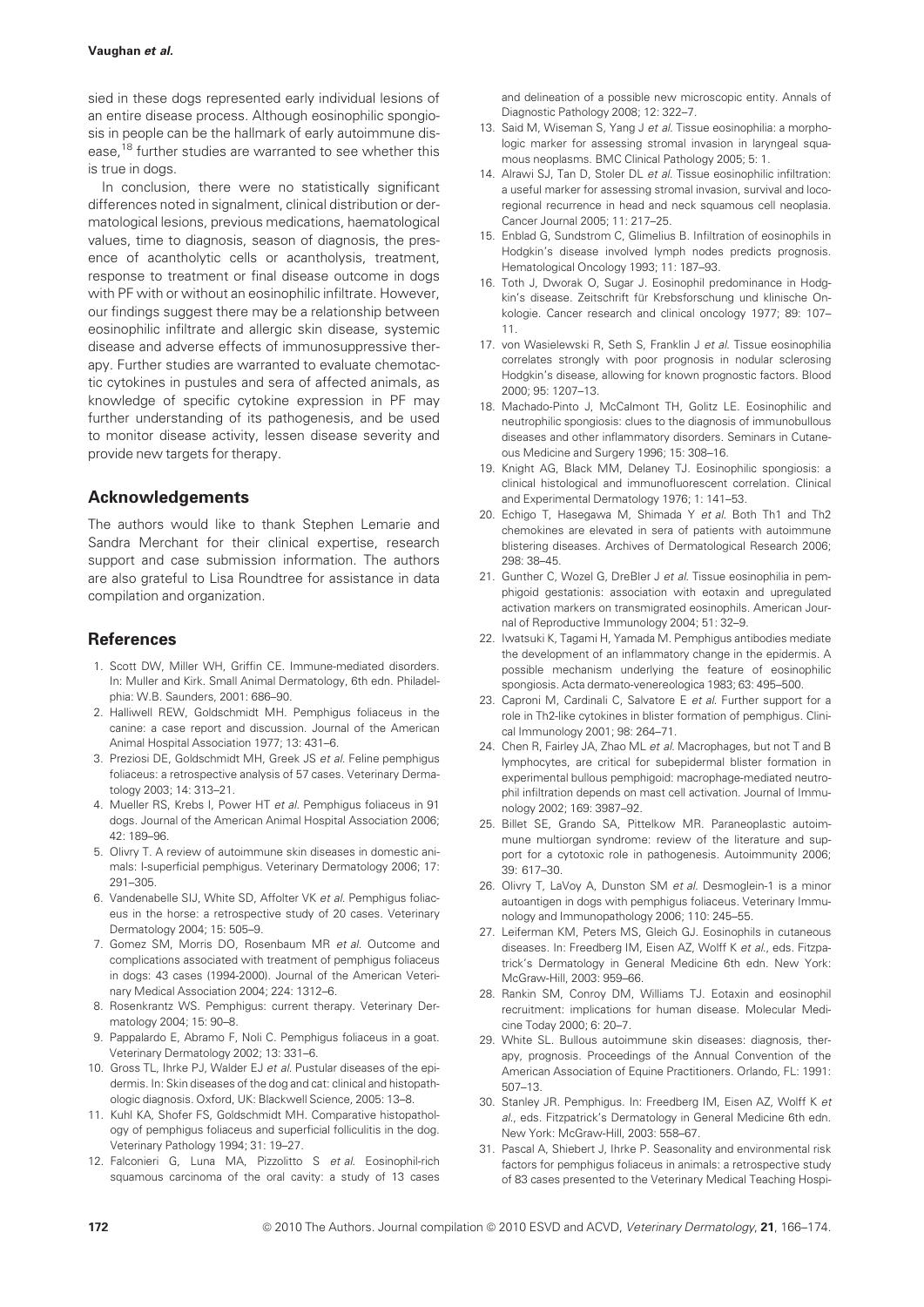sied in these dogs represented early individual lesions of an entire disease process. Although eosinophilic spongiosis in people can be the hallmark of early autoimmune disease,[18] further studies are warranted to see whether this is true in dogs.

In conclusion, there were no statistically significant differences noted in signalment, clinical distribution or dermatological lesions, previous medications, haematological values, time to diagnosis, season of diagnosis, the presence of acantholytic cells or acantholysis, treatment, response to treatment or final disease outcome in dogs with PF with or without an eosinophilic infiltrate. However, our findings suggest there may be a relationship between eosinophilic infiltrate and allergic skin disease, systemic disease and adverse effects of immunosuppressive therapy. Further studies are warranted to evaluate chemotactic cytokines in pustules and sera of affected animals, as knowledge of specific cytokine expression in PF may further understanding of its pathogenesis, and be used to monitor disease activity, lessen disease severity and provide new targets for therapy.

## Acknowledgements

The authors would like to thank Stephen Lemarie and Sandra Merchant for their clinical expertise, research support and case submission information. The authors are also grateful to Lisa Roundtree for assistance in data compilation and organization.

## References

1. Scott DW, Miller WH, Griffin CE. Immune-mediated disorders. In: Muller and Kirk. Small Animal Dermatology, 6th edn. Philadelphia: W.B. Saunders, 2001: 686–90.
2. Halliwell REW, Goldschmidt MH. Pemphigus foliaceus in the canine: a case report and discussion. Journal of the American Animal Hospital Association 1977; 13: 431–6.
3. Preziosi DE, Goldschmidt MH, Greek JS *et al.* Feline pemphigus foliaceus: a retrospective analysis of 57 cases. Veterinary Dermatology 2003; 14: 313–21.
4. Mueller RS, Krebs I, Power HT *et al.* Pemphigus foliaceus in 91 dogs. Journal of the American Animal Hospital Association 2006; 42: 189–96.
5. Olivry T. A review of autoimmune skin diseases in domestic animals: I-superficial pemphigus. Veterinary Dermatology 2006; 17: 291–305.
6. Vandenabelle SIJ, White SD, Affolter VK *et al.* Pemphigus foliaceus in the horse: a retrospective study of 20 cases. Veterinary Dermatology 2004; 15: 505–9.
7. Gomez SM, Morris DO, Rosenbaum MR *et al.* Outcome and complications associated with treatment of pemphigus foliaceus in dogs: 43 cases (1994-2000). Journal of the American Veterinary Medical Association 2004; 224: 1312–6.
8. Rosenkrantz WS. Pemphigus: current therapy. Veterinary Dermatology 2004; 15: 90–8.
9. Pappalardo E, Abramo F, Noli C. Pemphigus foliaceus in a goat. Veterinary Dermatology 2002; 13: 331–6.
10. Gross TL, Ihrke PJ, Walder EJ *et al.* Pustular diseases of the epidermis. In: Skin diseases of the dog and cat: clinical and histopathologic diagnosis. Oxford, UK: Blackwell Science, 2005: 13–8.
11. Kuhl KA, Shofer FS, Goldschmidt MH. Comparative histopathology of pemphigus foliaceus and superficial folliculitis in the dog. Veterinary Pathology 1994; 31: 19–27.
12. Falconieri G, Luna MA, Pizzolitto S *et al.* Eosinophil-rich squamous carcinoma of the oral cavity: a study of 13 cases and delineation of a possible new microscopic entity. Annals of Diagnostic Pathology 2008; 12: 322–7.
13. Said M, Wiseman S, Yang J *et al.* Tissue eosinophilia: a morphologic marker for assessing stromal invasion in laryngeal squamous neoplasms. BMC Clinical Pathology 2005; 5: 1.
14. Alrawi SJ, Tan D, Stoler DL *et al.* Tissue eosinophilic infiltration: a useful marker for assessing stromal invasion, survival and locoregional recurrence in head and neck squamous cell neoplasia. Cancer Journal 2005; 11: 217–25.
15. Enblad G, Sundstrom C, Glimelius B. Infiltration of eosinophils in Hodgkin's disease involved lymph nodes predicts prognosis. Hematological Oncology 1993; 11: 187–93.
16. Toth J, Dworak O, Sugar J. Eosinophil predominance in Hodgkin's disease. Zeitschrift für Krebsforschung und klinische Onkologie. Cancer research and clinical oncology 1977; 89: 107–11.
17. von Wasielewski R, Seth S, Franklin J *et al.* Tissue eosinophilia correlates strongly with poor prognosis in nodular sclerosing Hodgkin's disease, allowing for known prognostic factors. Blood 2000; 95: 1207–13.
18. Machado-Pinto J, McCalmont TH, Golitz LE. Eosinophilic and neutrophilic spongiosis: clues to the diagnosis of immunobullous diseases and other inflammatory disorders. Seminars in Cutaneous Medicine and Surgery 1996; 15: 308–16.
19. Knight AG, Black MM, Delaney TJ. Eosinophilic spongiosis: a clinical histological and immunofluorescent correlation. Clinical and Experimental Dermatology 1976; 1: 141–53.
20. Echigo T, Hasegawa M, Shimada Y *et al.* Both Th1 and Th2 chemokines are elevated in sera of patients with autoimmune blistering diseases. Archives of Dermatological Research 2006; 298: 38–45.
21. Gunther C, Wozel G, DreBler J *et al.* Tissue eosinophilia in pemphigoid gestationis: association with eotaxin and upregulated activation markers on transmigrated eosinophils. American Journal of Reproductive Immunology 2004; 51: 32–9.
22. Iwatsuki K, Tagami H, Yamada M. Pemphigus antibodies mediate the development of an inflammatory change in the epidermis. A possible mechanism underlying the feature of eosinophilic spongiosis. Acta dermato-venereologica 1983; 63: 495–500.
23. Caproni M, Cardinali C, Salvatore E *et al.* Further support for a role in Th2-like cytokines in blister formation of pemphigus. Clinical Immunology 2001; 98: 264–71.
24. Chen R, Fairley JA, Zhao ML *et al.* Macrophages, but not T and B lymphocytes, are critical for subepidermal blister formation in experimental bullous pemphigoid: macrophage-mediated neutrophil infiltration depends on mast cell activation. Journal of Immunology 2002; 169: 3987–92.
25. Billet SE, Grando SA, Pittelkow MR. Paraneoplastic autoimmune multiorgan syndrome: review of the literature and support for a cytotoxic role in pathogenesis. Autoimmunity 2006; 39: 617–30.
26. Olivry T, LaVoy A, Dunston SM *et al.* Desmoglein-1 is a minor autoantigen in dogs with pemphigus foliaceus. Veterinary Immunology and Immunopathology 2006; 110: 245–55.
27. Leiferman KM, Peters MS, Gleich GJ. Eosinophils in cutaneous diseases. In: Freedberg IM, Eisen AZ, Wolff K *et al.*, eds. Fitzpatrick's Dermatology in General Medicine 6th edn. New York: McGraw-Hill, 2003: 959–66.
28. Rankin SM, Conroy DM, Williams TJ. Eotaxin and eosinophil recruitment: implications for human disease. Molecular Medicine Today 2000; 6: 20–7.
29. White SL. Bullous autoimmune skin diseases: diagnosis, therapy, prognosis. Proceedings of the Annual Convention of the American Association of Equine Practitioners. Orlando, FL: 1991: 507–13.
30. Stanley JR. Pemphigus. In: Freedberg IM, Eisen AZ, Wolff K *et al.*, eds. Fitzpatrick's Dermatology in General Medicine 6th edn. New York: McGraw-Hill, 2003: 558–67.
31. Pascal A, Shiebert J, Ihrke P. Seasonality and environmental risk factors for pemphigus foliaceus in animals: a retrospective study of 83 cases presented to the Veterinary Medical Teaching Hospi-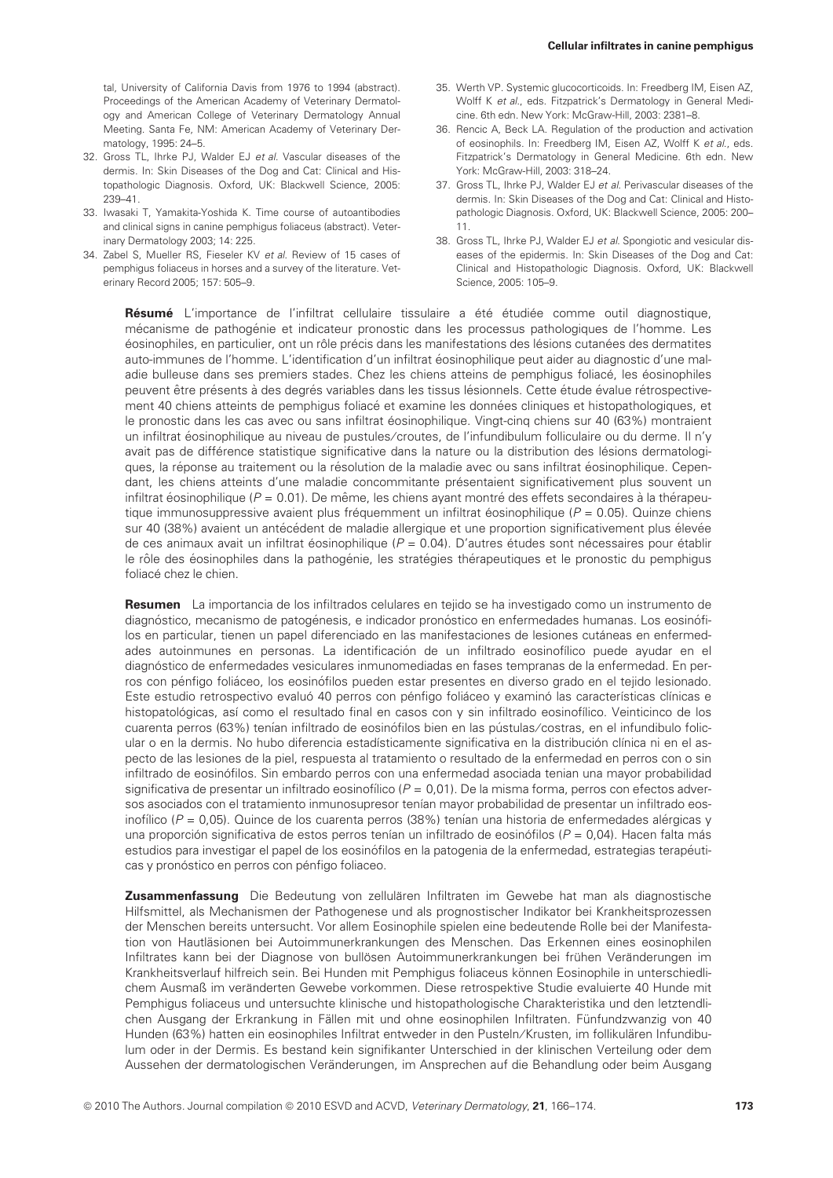tal, University of California Davis from 1976 to 1994 (abstract). Proceedings of the American Academy of Veterinary Dermatology and American College of Veterinary Dermatology Annual Meeting. Santa Fe, NM: American Academy of Veterinary Dermatology, 1995: 24–5.

32. Gross TL, Ihrke PJ, Walder EJ *et al.* Vascular diseases of the dermis. In: Skin Diseases of the Dog and Cat: Clinical and Histopathologic Diagnosis. Oxford, UK: Blackwell Science, 2005: 239–41.
33. Iwasaki T, Yamakita-Yoshida K. Time course of autoantibodies and clinical signs in canine pemphigus foliaceus (abstract). Veterinary Dermatology 2003; 14: 225.
34. Zabel S, Mueller RS, Fieseler KV *et al.* Review of 15 cases of pemphigus foliaceus in horses and a survey of the literature. Veterinary Record 2005; 157: 505–9.
35. Werth VP. Systemic glucocorticoids. In: Freedberg IM, Eisen AZ, Wolff K *et al.*, eds. Fitzpatrick's Dermatology in General Medicine. 6th edn. New York: McGraw-Hill, 2003: 2381–8.
36. Rencic A, Beck LA. Regulation of the production and activation of eosinophils. In: Freedberg IM, Eisen AZ, Wolff K *et al.*, eds. Fitzpatrick's Dermatology in General Medicine. 6th edn. New York: McGraw-Hill, 2003: 318–24.
37. Gross TL, Ihrke PJ, Walder EJ *et al.* Perivascular diseases of the dermis. In: Skin Diseases of the Dog and Cat: Clinical and Histopathologic Diagnosis. Oxford, UK: Blackwell Science, 2005: 200–11.
38. Gross TL, Ihrke PJ, Walder EJ *et al.* Spongiotic and vesicular diseases of the epidermis. In: Skin Diseases of the Dog and Cat: Clinical and Histopathologic Diagnosis. Oxford, UK: Blackwell Science, 2005: 105–9.

**Résumé** L'importance de l'infiltrat cellulaire tissulaire a été étudiée comme outil diagnostique, mécanisme de pathogénie et indicateur pronostic dans les processus pathologiques de l'homme. Les éosinophiles, en particulier, ont un rôle précis dans les manifestations des lésions cutanées des dermatites auto-immunes de l'homme. L'identification d'un infiltrat éosinophilique peut aider au diagnostic d'une maladie bulleuse dans ses premiers stades. Chez les chiens atteins de pemphigus foliacé, les éosinophiles peuvent être présents à des degrés variables dans les tissus lésionnels. Cette étude évalue rétrospectivement 40 chiens atteints de pemphigus foliacé et examine les données cliniques et histopathologiques, et le pronostic dans les cas avec ou sans infiltrat éosinophilique. Vingt-cinq chiens sur 40 (63%) montraient un infiltrat éosinophilique au niveau de pustules/croutes, de l'infundibulum folliculaire ou du derme. Il n'y avait pas de différence statistique significative dans la nature ou la distribution des lésions dermatologiques, la réponse au traitement ou la résolution de la maladie avec ou sans infiltrat éosinophilique. Cependant, les chiens atteints d'une maladie concommitante présentaient significativement plus souvent un infiltrat éosinophilique ($P = 0.01$). De même, les chiens ayant montré des effets secondaires à la thérapeutique immunosuppressive avaient plus fréquemment un infiltrat éosinophilique ($P = 0.05$). Quinze chiens sur 40 (38%) avaient un antécédent de maladie allergique et une proportion significativement plus élevée de ces animaux avait un infiltrat éosinophilique ($P = 0.04$). D'autres études sont nécessaires pour établir le rôle des éosinophiles dans la pathogénie, les stratégies thérapeutiques et le pronostic du pemphigus foliacé chez le chien.

**Resumen** La importancia de los infiltrados celulares en tejido se ha investigado como un instrumento de diagnóstico, mecanismo de patogénesis, e indicador pronóstico en enfermedades humanas. Los eosinófilos en particular, tienen un papel diferenciado en las manifestaciones de lesiones cutáneas en enfermedades autoinmunes en personas. La identificación de un infiltrado eosinofílico puede ayudar en el diagnóstico de enfermedades vesiculares inmunomediadas en fases tempranas de la enfermedad. En perros con pénfigo foliáceo, los eosinófilos pueden estar presentes en diverso grado en el tejido lesionado. Este estudio retrospectivo evaluó 40 perros con pénfigo foliáceo y examinó las características clínicas e histopatológicas, así como el resultado final en casos con y sin infiltrado eosinofílico. Veinticinco de los cuarenta perros (63%) tenían infiltrado de eosinófilos bien en las pústulas/costras, en el infundibulo folicular o en la dermis. No hubo diferencia estadísticamente significativa en la distribución clínica ni en el aspecto de las lesiones de la piel, respuesta al tratamiento o resultado de la enfermedad en perros con o sin infiltrado de eosinófilos. Sin embargo perros con una enfermedad asociada tenian una mayor probabilidad significativa de presentar un infiltrado eosinofílico ($P = 0{,}01$). De la misma forma, perros con efectos adversos asociados con el tratamiento inmunosupresor tenían mayor probabilidad de presentar un infiltrado eosinofílico ($P = 0{,}05$). Quince de los cuarenta perros (38%) tenían una historia de enfermedades alérgicas y una proporción significativa de estos perros tenían un infiltrado de eosinófilos ($P = 0{,}04$). Hacen falta más estudios para investigar el papel de los eosinófilos en la patogenia de la enfermedad, estrategias terapéuticas y pronóstico en perros con pénfigo foliaceo.

**Zusammenfassung** Die Bedeutung von zellulären Infiltraten im Gewebe hat man als diagnostische Hilfsmittel, als Mechanismen der Pathogenese und als prognostischer Indikator bei Krankheitsprozessen der Menschen bereits untersucht. Vor allem Eosinophile spielen eine bedeutende Rolle bei der Manifestation von Hautläsionen bei Autoimmunerkrankungen des Menschen. Das Erkennen eines eosinophilen Infiltrates kann bei der Diagnose von bullösen Autoimmunerkrankungen bei frühen Veränderungen im Krankheitsverlauf hilfreich sein. Bei Hunden mit Pemphigus foliaceus können Eosinophile in unterschiedlichem Ausmaß im veränderten Gewebe vorkommen. Diese retrospektive Studie evaluierte 40 Hunde mit Pemphigus foliaceus und untersuchte klinische und histopathologische Charakteristika und den letztendlichen Ausgang der Erkrankung in Fällen mit und ohne eosinophilen Infiltraten. Fünfundzwanzig von 40 Hunden (63%) hatten ein eosinophiles Infiltrat entweder in den Pusteln/Krusten, im follikulären Infundibulum oder in der Dermis. Es bestand kein signifikanter Unterschied in der klinischen Verteilung oder dem Aussehen der dermatologischen Veränderungen, im Ansprechen auf die Behandlung oder beim Ausgang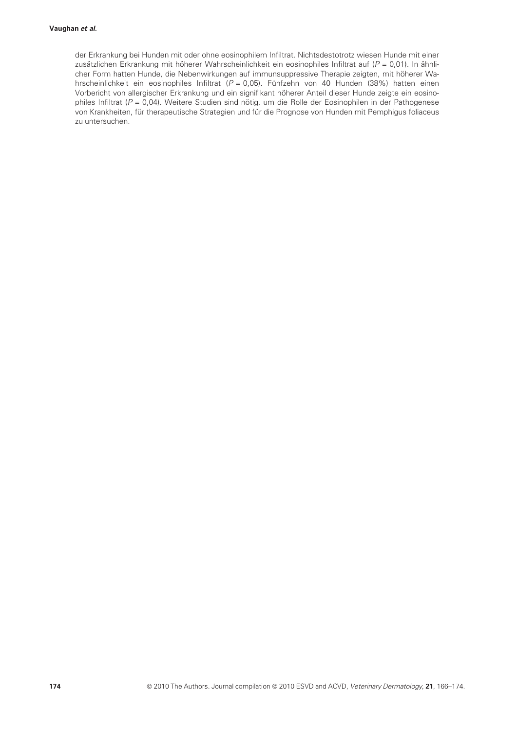der Erkrankung bei Hunden mit oder ohne eosinophilem Infiltrat. Nichtsdestotrotz wiesen Hunde mit einer zusätzlichen Erkrankung mit höherer Wahrscheinlichkeit ein eosinophiles Infiltrat auf ($P = 0{,}01$). In ähnlicher Form hatten Hunde, die Nebenwirkungen auf immunsuppressive Therapie zeigten, mit höherer Wahrscheinlichkeit ein eosinophiles Infiltrat ($P = 0{,}05$). Fünfzehn von 40 Hunden (38%) hatten einen Vorbericht von allergischer Erkrankung und ein signifikant höherer Anteil dieser Hunde zeigte ein eosinophiles Infiltrat ($P = 0{,}04$). Weitere Studien sind nötig, um die Rolle der Eosinophilen in der Pathogenese von Krankheiten, für therapeutische Strategien und für die Prognose von Hunden mit Pemphigus foliaceus zu untersuchen.